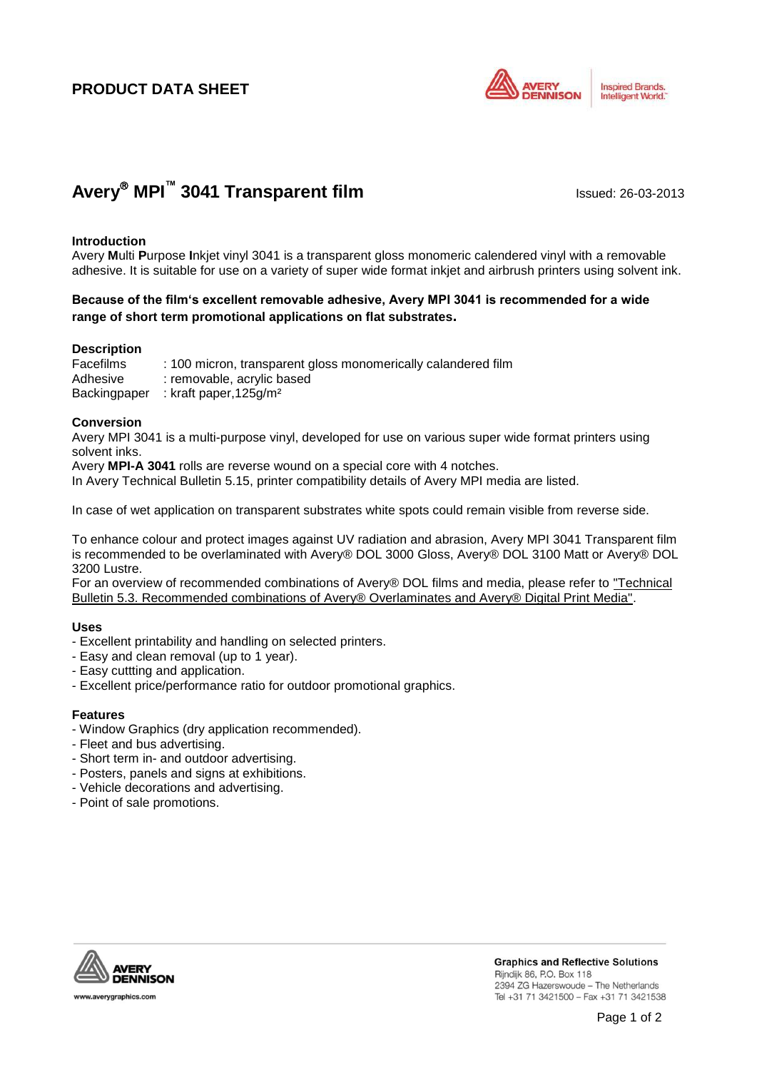**PRODUCT DATA SHEET**

# Avery® MPI™ 3041 Transparent film

Issued: 26-03-2013

## Introduction

Avery **M**ulti **P**urpose **I**nkjet vinyl 3041 is a transparent gloss monomeric calendered vinyl with a removable adhesive. It is suitable for use on a variety of super wide format inkjet and airbrush printers using solvent ink.

**Because of the film's excellent removable adhesive, Avery MPI 3041 is recommended for a wide range of short term promotional applications on flat substrates.**

## Description

| | |
|---|---|
| Facefilms | : 100 micron, transparent gloss monomerically calandered film |
| Adhesive | : removable, acrylic based |
| Backingpaper | : kraft paper,125g/m² |

## Conversion

Avery MPI 3041 is a multi-purpose vinyl, developed for use on various super wide format printers using solvent inks.
Avery **MPI-A 3041** rolls are reverse wound on a special core with 4 notches.
In Avery Technical Bulletin 5.15, printer compatibility details of Avery MPI media are listed.

In case of wet application on transparent substrates white spots could remain visible from reverse side.

To enhance colour and protect images against UV radiation and abrasion, Avery MPI 3041 Transparent film is recommended to be overlaminated with Avery® DOL 3000 Gloss, Avery® DOL 3100 Matt or Avery® DOL 3200 Lustre.
For an overview of recommended combinations of Avery® DOL films and media, please refer to "Technical Bulletin 5.3. Recommended combinations of Avery® Overlaminates and Avery® Digital Print Media".

## Uses

- Excellent printability and handling on selected printers.
- Easy and clean removal (up to 1 year).
- Easy cuttting and application.
- Excellent price/performance ratio for outdoor promotional graphics.

## Features

- Window Graphics (dry application recommended).
- Fleet and bus advertising.
- Short term in- and outdoor advertising.
- Posters, panels and signs at exhibitions.
- Vehicle decorations and advertising.
- Point of sale promotions.

www.averygraphics.com

**Graphics and Reflective Solutions**
Rijndijk 86, P.O. Box 118
2394 ZG Hazerswoude – The Netherlands
Tel +31 71 3421500 – Fax +31 71 3421538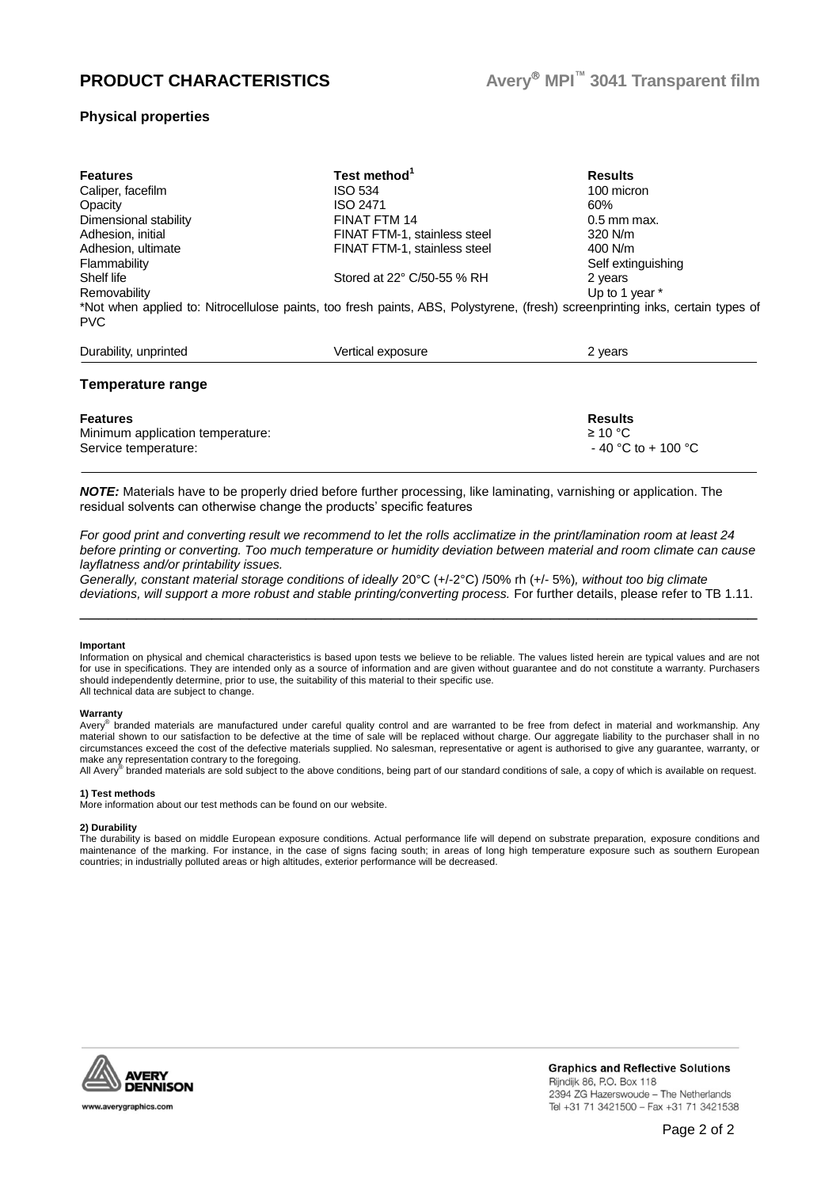## PRODUCT CHARACTERISTICS

**Avery® MPI™ 3041 Transparent film**

### Physical properties

| Features | Test method[1] | Results |
|---|---|---|
| Caliper, facefilm | ISO 534 | 100 micron |
| Opacity | ISO 2471 | 60% |
| Dimensional stability | FINAT FTM 14 | 0.5 mm max. |
| Adhesion, initial | FINAT FTM-1, stainless steel | 320 N/m |
| Adhesion, ultimate | FINAT FTM-1, stainless steel | 400 N/m |
| Flammability | | Self extinguishing |
| Shelf life | Stored at 22° C/50-55 % RH | 2 years |
| Removability | | Up to 1 year * |

*Not when applied to: Nitrocellulose paints, too fresh paints, ABS, Polystyrene, (fresh) screenprinting inks, certain types of PVC

| | | |
|---|---|---|
| Durability, unprinted | Vertical exposure | 2 years |

### Temperature range

| Features | Results |
|---|---|
| Minimum application temperature: | ≥ 10 °C |
| Service temperature: | - 40 °C to + 100 °C |

***NOTE:*** Materials have to be properly dried before further processing, like laminating, varnishing or application. The residual solvents can otherwise change the products' specific features

*For good print and converting result we recommend to let the rolls acclimatize in the print/lamination room at least 24 before printing or converting. Too much temperature or humidity deviation between material and room climate can cause layflatness and/or printability issues.*

*Generally, constant material storage conditions of ideally* 20°C (+/-2°C) /50% rh (+/- 5%)*, without too big climate deviations, will support a more robust and stable printing/converting process.* For further details, please refer to TB 1.11.

**Important**

Information on physical and chemical characteristics is based upon tests we believe to be reliable. The values listed herein are typical values and are not for use in specifications. They are intended only as a source of information and are given without guarantee and do not constitute a warranty. Purchasers should independently determine, prior to use, the suitability of this material to their specific use.
All technical data are subject to change.

**Warranty**

Avery® branded materials are manufactured under careful quality control and are warranted to be free from defect in material and workmanship. Any material shown to our satisfaction to be defective at the time of sale will be replaced without charge. Our aggregate liability to the purchaser shall in no circumstances exceed the cost of the defective materials supplied. No salesman, representative or agent is authorised to give any guarantee, warranty, or make any representation contrary to the foregoing.
All Avery® branded materials are sold subject to the above conditions, being part of our standard conditions of sale, a copy of which is available on request.

**1) Test methods**

More information about our test methods can be found on our website.

**2) Durability**

The durability is based on middle European exposure conditions. Actual performance life will depend on substrate preparation, exposure conditions and maintenance of the marking. For instance, in the case of signs facing south; in areas of long high temperature exposure such as southern European countries; in industrially polluted areas or high altitudes, exterior performance will be decreased.

AVERY DENNISON
www.averygraphics.com

**Graphics and Reflective Solutions**
Rijndijk 86, P.O. Box 118
2394 ZG Hazerswoude – The Netherlands
Tel +31 71 3421500 – Fax +31 71 3421538